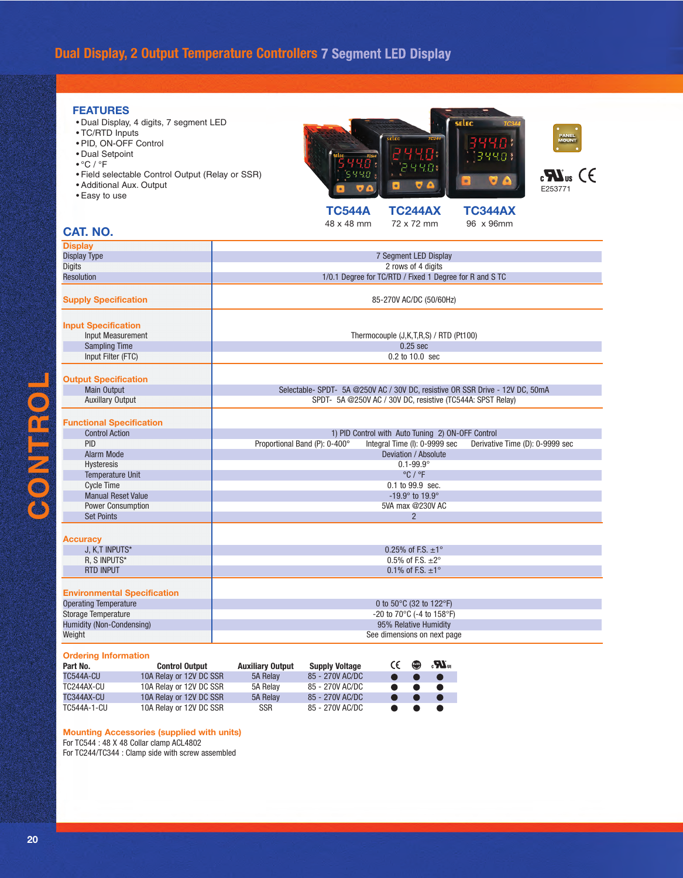# Dual Display, 2 Output Temperature Controllers 7 Segment LED Display

## FEATURES

- Dual Display, 4 digits, 7 segment LED
- TC/RTD Inputs
- PID, ON-OFF Control
- Dual Setpoint
- °C / °F
- Field selectable Control Output (Relay or SSR)
- Additional Aux. Output
- Easy to use

PANEL MOUNT

E253771

| TC544A | TC244AX | TC344AX |
|---|---|---|
| 48 x 48 mm | 72 x 72 mm | 96 x 96mm |

## CAT. NO.

| | |
|---|---|
| **Display** | |
| Display Type | 7 Segment LED Display |
| Digits | 2 rows of 4 digits |
| Resolution | 1/0.1 Degree for TC/RTD / Fixed 1 Degree for R and S TC |
| **Supply Specification** | 85-270V AC/DC (50/60Hz) |
| **Input Specification** | |
| Input Measurement | Thermocouple (J,K,T,R,S) / RTD (Pt100) |
| Sampling Time | 0.25 sec |
| Input Filter (FTC) | 0.2 to 10.0 sec |
| **Output Specification** | |
| Main Output | Selectable- SPDT- 5A @250V AC / 30V DC, resistive OR SSR Drive - 12V DC, 50mA |
| Auxillary Output | SPDT- 5A @250V AC / 30V DC, resistive (TC544A: SPST Relay) |
| **Functional Specification** | |
| Control Action | 1) PID Control with Auto Tuning 2) ON-OFF Control |
| PID | Proportional Band (P): 0-400° Integral Time (I): 0-9999 sec Derivative Time (D): 0-9999 sec |
| Alarm Mode | Deviation / Absolute |
| Hysteresis | 0.1-99.9° |
| Temperature Unit | °C / °F |
| Cycle Time | 0.1 to 99.9 sec. |
| Manual Reset Value | -19.9° to 19.9° |
| Power Consumption | 5VA max @230V AC |
| Set Points | 2 |
| **Accuracy** | |
| J, K,T INPUTS* | 0.25% of F.S. ±1° |
| R, S INPUTS* | 0.5% of F.S. ±2° |
| RTD INPUT | 0.1% of F.S. ±1° |
| **Environmental Specification** | |
| Operating Temperature | 0 to 50°C (32 to 122°F) |
| Storage Temperature | -20 to 70°C (-4 to 158°F) |
| Humidity (Non-Condensing) | 95% Relative Humidity |
| Weight | See dimensions on next page |

## Ordering Information

| Part No. | Control Output | Auxiliary Output | Supply Voltage | CE | RoHS | cULus |
|---|---|---|---|---|---|---|
| TC544A-CU | 10A Relay or 12V DC SSR | 5A Relay | 85 - 270V AC/DC | ● | ● | ● |
| TC244AX-CU | 10A Relay or 12V DC SSR | 5A Relay | 85 - 270V AC/DC | ● | ● | ● |
| TC344AX-CU | 10A Relay or 12V DC SSR | 5A Relay | 85 - 270V AC/DC | ● | ● | ● |
| TC544A-1-CU | 10A Relay or 12V DC SSR | SSR | 85 - 270V AC/DC | ● | ● | ● |

## Mounting Accessories (supplied with units)

For TC544 : 48 X 48 Collar clamp ACL4802

For TC244/TC344 : Clamp side with screw assembled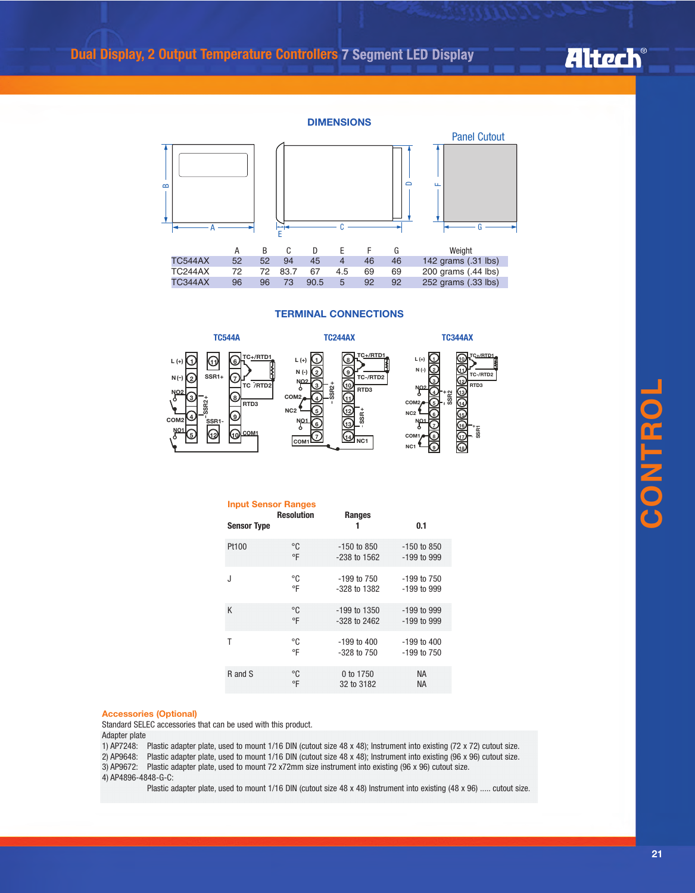# Dual Display, 2 Output Temperature Controllers 7 Segment LED Display

## DIMENSIONS

Panel Cutout

A B C D E F G

| | A | B | C | D | E | F | G | Weight |
|---|---|---|---|---|---|---|---|---|
| TC544AX | 52 | 52 | 94 | 45 | 4 | 46 | 46 | 142 grams (.31 lbs) |
| TC244AX | 72 | 72 | 83.7 | 67 | 4.5 | 69 | 69 | 200 grams (.44 lbs) |
| TC344AX | 96 | 96 | 73 | 90.5 | 5 | 92 | 92 | 252 grams (.33 lbs) |

## TERMINAL CONNECTIONS

TC544A

TC244AX

TC344AX

L (+) N (-) NO2 COM2 NO1 SSR1+ SSR2+ SSR1- TC+/RTD1 TC-/RTD2 RTD3 COM1 NC2 NC1 SSR1 SSR2

### Input Sensor Ranges

| Sensor Type | Resolution | Ranges 1 | 0.1 |
|---|---|---|---|
| Pt100 | °C | -150 to 850 | -150 to 850 |
| | °F | -238 to 1562 | -199 to 999 |
| J | °C | -199 to 750 | -199 to 750 |
| | °F | -328 to 1382 | -199 to 999 |
| K | °C | -199 to 1350 | -199 to 999 |
| | °F | -328 to 2462 | -199 to 999 |
| T | °C | -199 to 400 | -199 to 400 |
| | °F | -328 to 750 | -199 to 750 |
| R and S | °C | 0 to 1750 | NA |
| | °F | 32 to 3182 | NA |

### Accessories (Optional)

Standard SELEC accessories that can be used with this product.

Adapter plate

1) AP7248: Plastic adapter plate, used to mount 1/16 DIN (cutout size 48 x 48); Instrument into existing (72 x 72) cutout size.
2) AP9648: Plastic adapter plate, used to mount 1/16 DIN (cutout size 48 x 48); Instrument into existing (96 x 96) cutout size.
3) AP9672: Plastic adapter plate, used to mount 72 x72mm size instrument into existing (96 x 96) cutout size.
4) AP4896-4848-G-C: Plastic adapter plate, used to mount 1/16 DIN (cutout size 48 x 48) Instrument into existing (48 x 96) ..... cutout size.

CONTROL